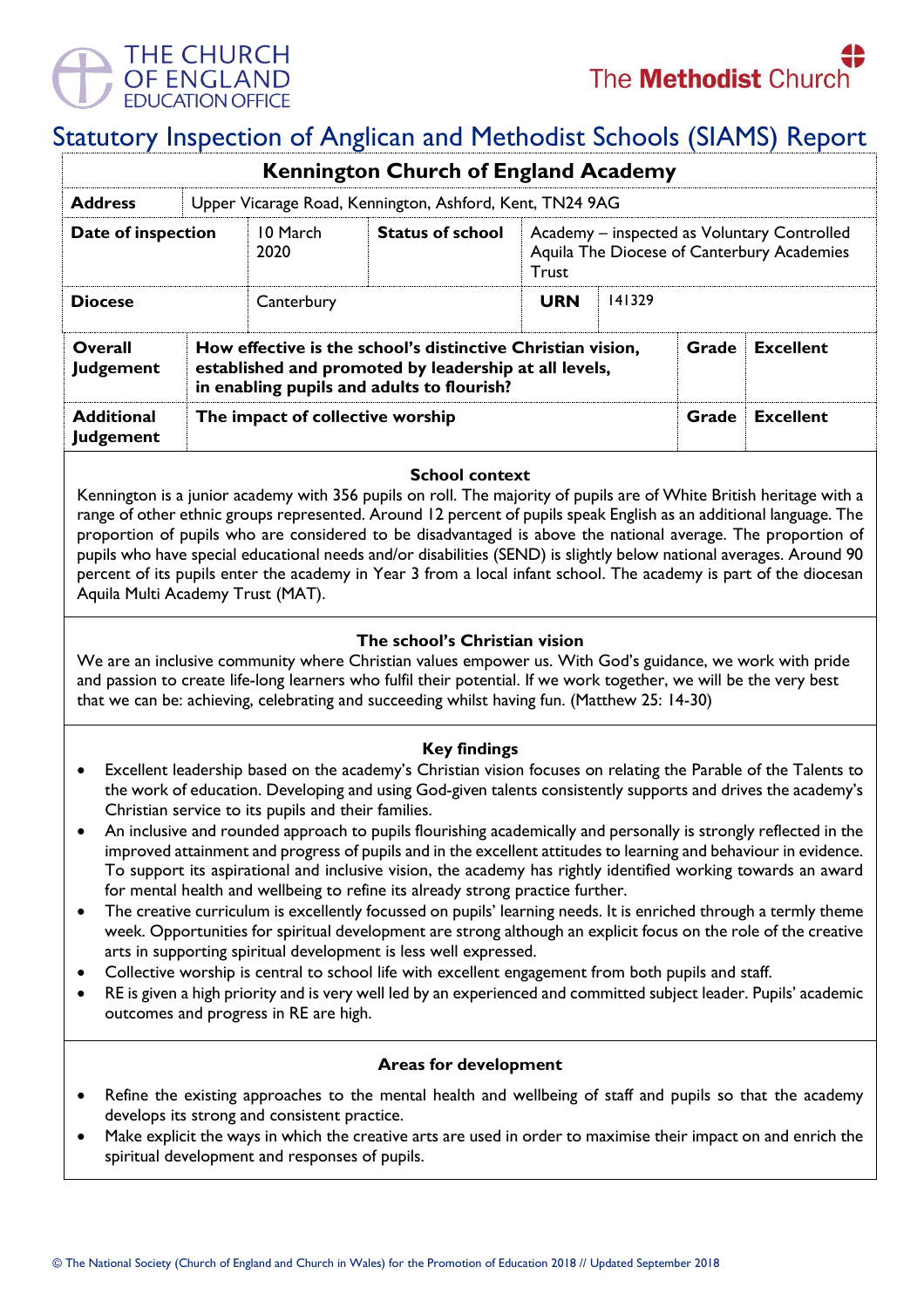# Statutory Inspection of Anglican and Methodist Schools (SIAMS) Report

| Kennington Church of England Academy | | | | | |
|---|---|---|---|---|---|
| **Address** | Upper Vicarage Road, Kennington, Ashford, Kent, TN24 9AG | | | | |
| **Date of inspection** | 10 March 2020 | **Status of school** | Academy – inspected as Voluntary Controlled Aquila The Diocese of Canterbury Academies Trust | | |
| **Diocese** | Canterbury | | **URN** | 141329 | |
| **Overall Judgement** | **How effective is the school's distinctive Christian vision, established and promoted by leadership at all levels, in enabling pupils and adults to flourish?** | | | **Grade** | **Excellent** |
| **Additional Judgement** | **The impact of collective worship** | | | **Grade** | **Excellent** |

### School context

Kennington is a junior academy with 356 pupils on roll. The majority of pupils are of White British heritage with a range of other ethnic groups represented. Around 12 percent of pupils speak English as an additional language. The proportion of pupils who are considered to be disadvantaged is above the national average. The proportion of pupils who have special educational needs and/or disabilities (SEND) is slightly below national averages. Around 90 percent of its pupils enter the academy in Year 3 from a local infant school. The academy is part of the diocesan Aquila Multi Academy Trust (MAT).

### The school's Christian vision

We are an inclusive community where Christian values empower us. With God's guidance, we work with pride and passion to create life-long learners who fulfil their potential. If we work together, we will be the very best that we can be: achieving, celebrating and succeeding whilst having fun. (Matthew 25: 14-30)

### Key findings

- Excellent leadership based on the academy's Christian vision focuses on relating the Parable of the Talents to the work of education. Developing and using God-given talents consistently supports and drives the academy's Christian service to its pupils and their families.
- An inclusive and rounded approach to pupils flourishing academically and personally is strongly reflected in the improved attainment and progress of pupils and in the excellent attitudes to learning and behaviour in evidence. To support its aspirational and inclusive vision, the academy has rightly identified working towards an award for mental health and wellbeing to refine its already strong practice further.
- The creative curriculum is excellently focussed on pupils' learning needs. It is enriched through a termly theme week. Opportunities for spiritual development are strong although an explicit focus on the role of the creative arts in supporting spiritual development is less well expressed.
- Collective worship is central to school life with excellent engagement from both pupils and staff.
- RE is given a high priority and is very well led by an experienced and committed subject leader. Pupils' academic outcomes and progress in RE are high.

### Areas for development

- Refine the existing approaches to the mental health and wellbeing of staff and pupils so that the academy develops its strong and consistent practice.
- Make explicit the ways in which the creative arts are used in order to maximise their impact on and enrich the spiritual development and responses of pupils.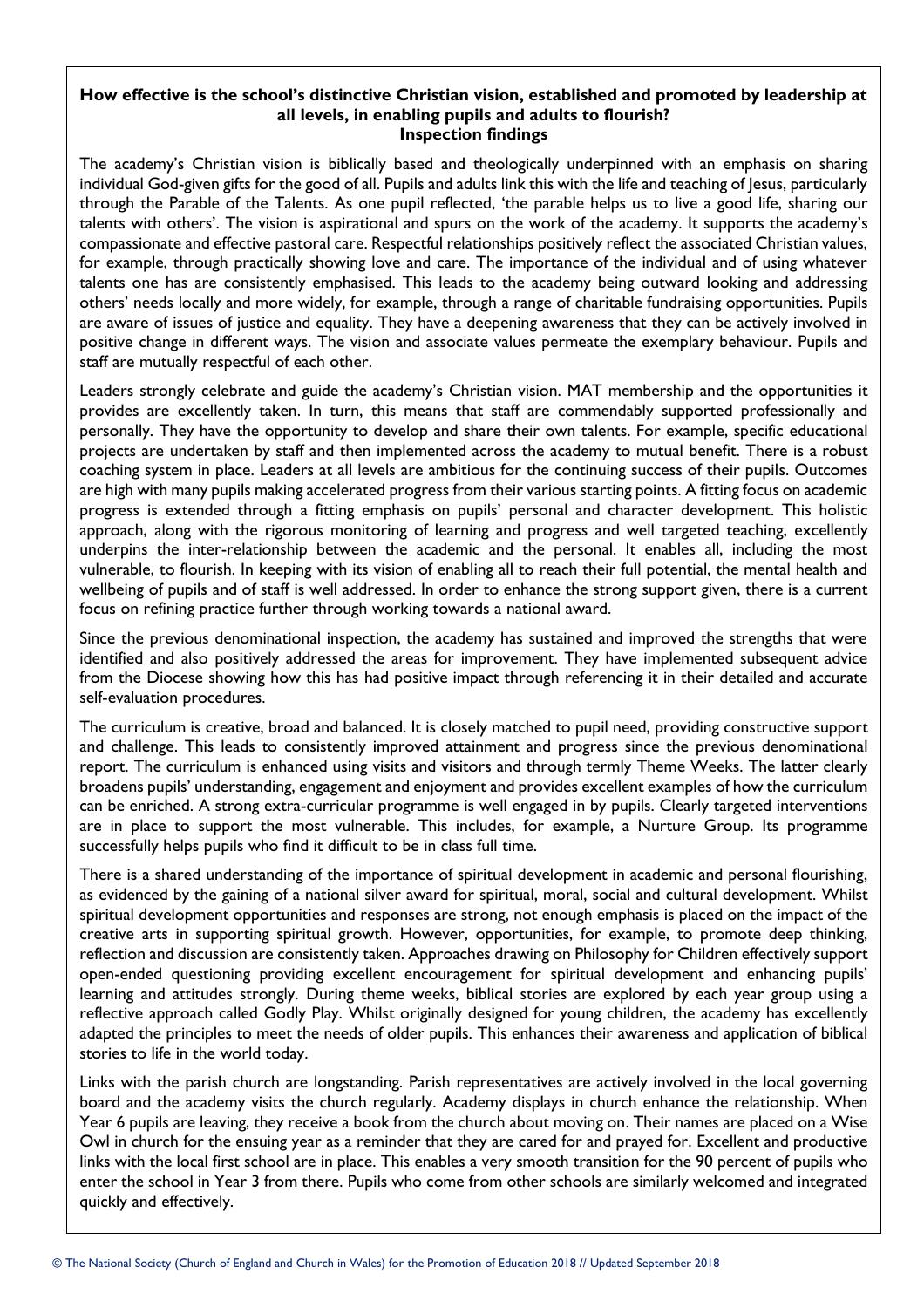**How effective is the school's distinctive Christian vision, established and promoted by leadership at all levels, in enabling pupils and adults to flourish?**
**Inspection findings**

The academy's Christian vision is biblically based and theologically underpinned with an emphasis on sharing individual God-given gifts for the good of all. Pupils and adults link this with the life and teaching of Jesus, particularly through the Parable of the Talents. As one pupil reflected, 'the parable helps us to live a good life, sharing our talents with others'. The vision is aspirational and spurs on the work of the academy. It supports the academy's compassionate and effective pastoral care. Respectful relationships positively reflect the associated Christian values, for example, through practically showing love and care. The importance of the individual and of using whatever talents one has are consistently emphasised. This leads to the academy being outward looking and addressing others' needs locally and more widely, for example, through a range of charitable fundraising opportunities. Pupils are aware of issues of justice and equality. They have a deepening awareness that they can be actively involved in positive change in different ways. The vision and associate values permeate the exemplary behaviour. Pupils and staff are mutually respectful of each other.

Leaders strongly celebrate and guide the academy's Christian vision. MAT membership and the opportunities it provides are excellently taken. In turn, this means that staff are commendably supported professionally and personally. They have the opportunity to develop and share their own talents. For example, specific educational projects are undertaken by staff and then implemented across the academy to mutual benefit. There is a robust coaching system in place. Leaders at all levels are ambitious for the continuing success of their pupils. Outcomes are high with many pupils making accelerated progress from their various starting points. A fitting focus on academic progress is extended through a fitting emphasis on pupils' personal and character development. This holistic approach, along with the rigorous monitoring of learning and progress and well targeted teaching, excellently underpins the inter-relationship between the academic and the personal. It enables all, including the most vulnerable, to flourish. In keeping with its vision of enabling all to reach their full potential, the mental health and wellbeing of pupils and of staff is well addressed. In order to enhance the strong support given, there is a current focus on refining practice further through working towards a national award.

Since the previous denominational inspection, the academy has sustained and improved the strengths that were identified and also positively addressed the areas for improvement. They have implemented subsequent advice from the Diocese showing how this has had positive impact through referencing it in their detailed and accurate self-evaluation procedures.

The curriculum is creative, broad and balanced. It is closely matched to pupil need, providing constructive support and challenge. This leads to consistently improved attainment and progress since the previous denominational report. The curriculum is enhanced using visits and visitors and through termly Theme Weeks. The latter clearly broadens pupils' understanding, engagement and enjoyment and provides excellent examples of how the curriculum can be enriched. A strong extra-curricular programme is well engaged in by pupils. Clearly targeted interventions are in place to support the most vulnerable. This includes, for example, a Nurture Group. Its programme successfully helps pupils who find it difficult to be in class full time.

There is a shared understanding of the importance of spiritual development in academic and personal flourishing, as evidenced by the gaining of a national silver award for spiritual, moral, social and cultural development. Whilst spiritual development opportunities and responses are strong, not enough emphasis is placed on the impact of the creative arts in supporting spiritual growth. However, opportunities, for example, to promote deep thinking, reflection and discussion are consistently taken. Approaches drawing on Philosophy for Children effectively support open-ended questioning providing excellent encouragement for spiritual development and enhancing pupils' learning and attitudes strongly. During theme weeks, biblical stories are explored by each year group using a reflective approach called Godly Play. Whilst originally designed for young children, the academy has excellently adapted the principles to meet the needs of older pupils. This enhances their awareness and application of biblical stories to life in the world today.

Links with the parish church are longstanding. Parish representatives are actively involved in the local governing board and the academy visits the church regularly. Academy displays in church enhance the relationship. When Year 6 pupils are leaving, they receive a book from the church about moving on. Their names are placed on a Wise Owl in church for the ensuing year as a reminder that they are cared for and prayed for. Excellent and productive links with the local first school are in place. This enables a very smooth transition for the 90 percent of pupils who enter the school in Year 3 from there. Pupils who come from other schools are similarly welcomed and integrated quickly and effectively.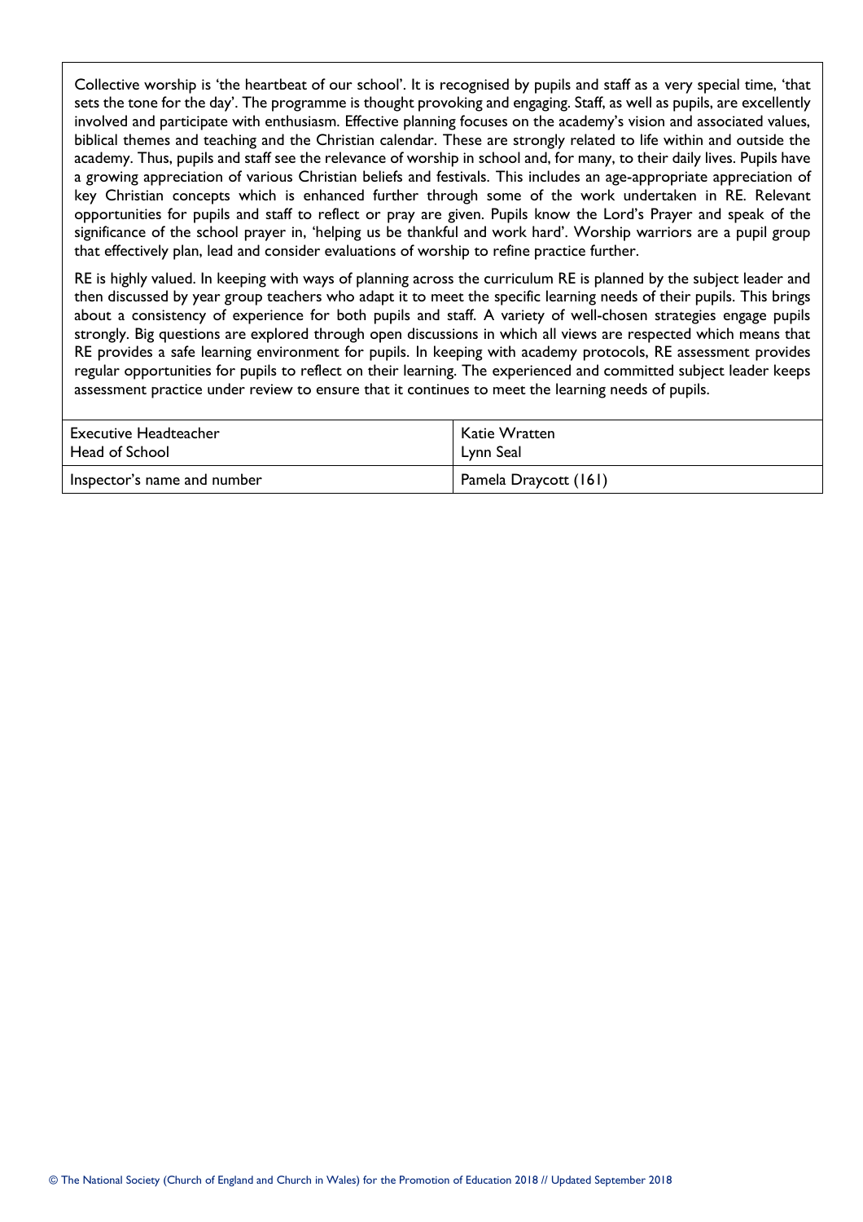Collective worship is 'the heartbeat of our school'. It is recognised by pupils and staff as a very special time, 'that sets the tone for the day'. The programme is thought provoking and engaging. Staff, as well as pupils, are excellently involved and participate with enthusiasm. Effective planning focuses on the academy's vision and associated values, biblical themes and teaching and the Christian calendar. These are strongly related to life within and outside the academy. Thus, pupils and staff see the relevance of worship in school and, for many, to their daily lives. Pupils have a growing appreciation of various Christian beliefs and festivals. This includes an age-appropriate appreciation of key Christian concepts which is enhanced further through some of the work undertaken in RE. Relevant opportunities for pupils and staff to reflect or pray are given. Pupils know the Lord's Prayer and speak of the significance of the school prayer in, 'helping us be thankful and work hard'. Worship warriors are a pupil group that effectively plan, lead and consider evaluations of worship to refine practice further.

RE is highly valued. In keeping with ways of planning across the curriculum RE is planned by the subject leader and then discussed by year group teachers who adapt it to meet the specific learning needs of their pupils. This brings about a consistency of experience for both pupils and staff. A variety of well-chosen strategies engage pupils strongly. Big questions are explored through open discussions in which all views are respected which means that RE provides a safe learning environment for pupils. In keeping with academy protocols, RE assessment provides regular opportunities for pupils to reflect on their learning. The experienced and committed subject leader keeps assessment practice under review to ensure that it continues to meet the learning needs of pupils.

| | |
|---|---|
| Executive Headteacher<br>Head of School | Katie Wratten<br>Lynn Seal |
| Inspector's name and number | Pamela Draycott (161) |

© The National Society (Church of England and Church in Wales) for the Promotion of Education 2018 // Updated September 2018